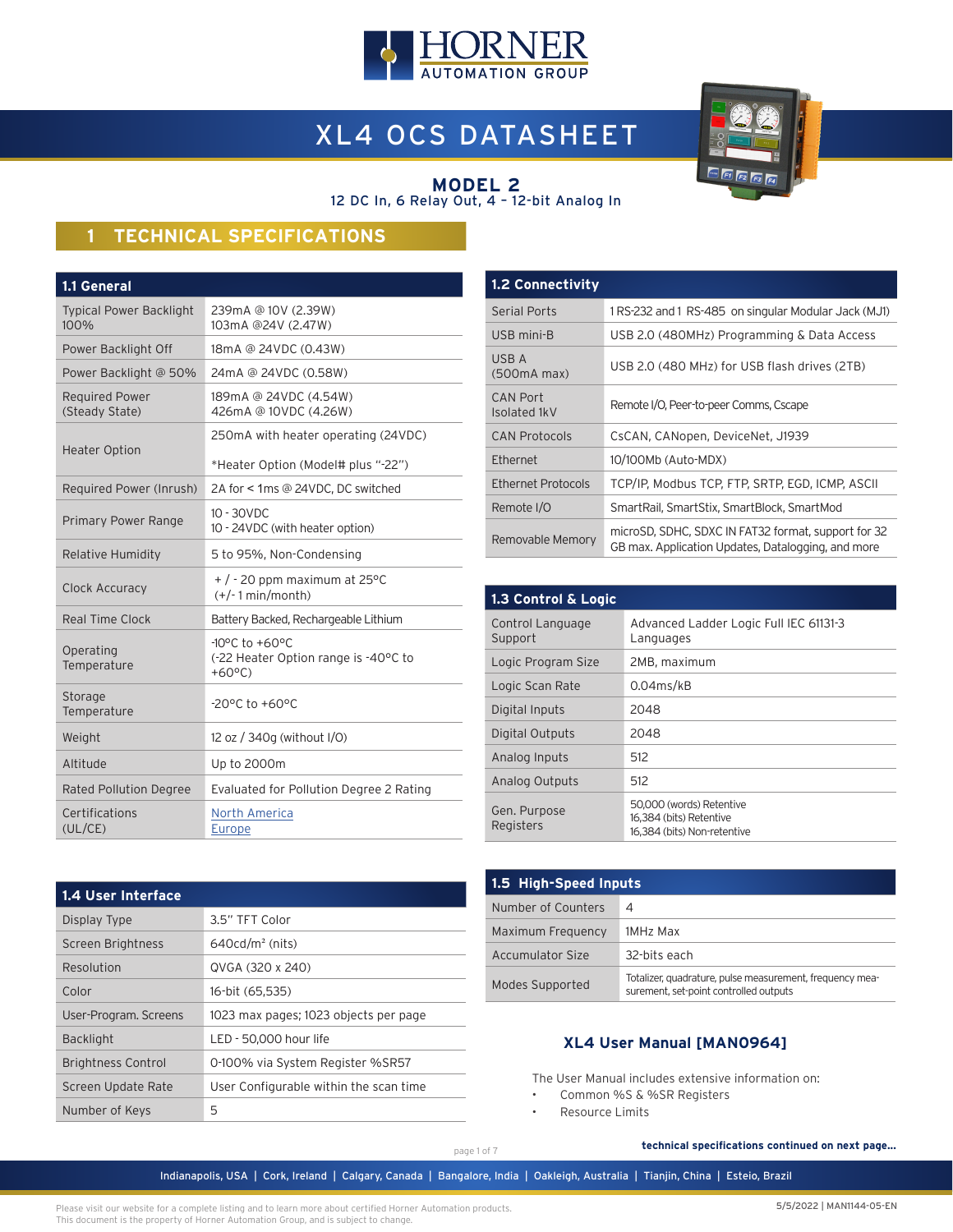# XL4 OCS DATASHEET

## MODEL 2

12 DC In, 6 Relay Out, 4 – 12-bit Analog In

## 1 TECHNICAL SPECIFICATIONS

| 1.1 General | |
|---|---|
| Typical Power Backlight 100% | 239mA @ 10V (2.39W)<br>103mA @24V (2.47W) |
| Power Backlight Off | 18mA @ 24VDC (0.43W) |
| Power Backlight @ 50% | 24mA @ 24VDC (0.58W) |
| Required Power (Steady State) | 189mA @ 24VDC (4.54W)<br>426mA @ 10VDC (4.26W) |
| Heater Option | 250mA with heater operating (24VDC)<br><br>*Heater Option (Model# plus "-22") |
| Required Power (Inrush) | 2A for < 1ms @ 24VDC, DC switched |
| Primary Power Range | 10 - 30VDC<br>10 - 24VDC (with heater option) |
| Relative Humidity | 5 to 95%, Non-Condensing |
| Clock Accuracy | + / - 20 ppm maximum at 25°C<br>(+/- 1 min/month) |
| Real Time Clock | Battery Backed, Rechargeable Lithium |
| Operating Temperature | -10°C to +60°C<br>(-22 Heater Option range is -40°C to +60°C) |
| Storage Temperature | -20°C to +60°C |
| Weight | 12 oz / 340g (without I/O) |
| Altitude | Up to 2000m |
| Rated Pollution Degree | Evaluated for Pollution Degree 2 Rating |
| Certifications (UL/CE) | North America<br>Europe |

| 1.2 Connectivity | |
|---|---|
| Serial Ports | 1 RS-232 and 1 RS-485 on singular Modular Jack (MJ1) |
| USB mini-B | USB 2.0 (480MHz) Programming & Data Access |
| USB A (500mA max) | USB 2.0 (480 MHz) for USB flash drives (2TB) |
| CAN Port Isolated 1kV | Remote I/O, Peer-to-peer Comms, Cscape |
| CAN Protocols | CsCAN, CANopen, DeviceNet, J1939 |
| Ethernet | 10/100Mb (Auto-MDX) |
| Ethernet Protocols | TCP/IP, Modbus TCP, FTP, SRTP, EGD, ICMP, ASCII |
| Remote I/O | SmartRail, SmartStix, SmartBlock, SmartMod |
| Removable Memory | microSD, SDHC, SDXC IN FAT32 format, support for 32 GB max. Application Updates, Datalogging, and more |

| 1.3 Control & Logic | |
|---|---|
| Control Language Support | Advanced Ladder Logic Full IEC 61131-3 Languages |
| Logic Program Size | 2MB, maximum |
| Logic Scan Rate | 0.04ms/kB |
| Digital Inputs | 2048 |
| Digital Outputs | 2048 |
| Analog Inputs | 512 |
| Analog Outputs | 512 |
| Gen. Purpose Registers | 50,000 (words) Retentive<br>16,384 (bits) Retentive<br>16,384 (bits) Non-retentive |

| 1.4 User Interface | |
|---|---|
| Display Type | 3.5" TFT Color |
| Screen Brightness | 640cd/m² (nits) |
| Resolution | QVGA (320 x 240) |
| Color | 16-bit (65,535) |
| User-Program. Screens | 1023 max pages; 1023 objects per page |
| Backlight | LED - 50,000 hour life |
| Brightness Control | 0-100% via System Register %SR57 |
| Screen Update Rate | User Configurable within the scan time |
| Number of Keys | 5 |

| 1.5 High-Speed Inputs | |
|---|---|
| Number of Counters | 4 |
| Maximum Frequency | 1MHz Max |
| Accumulator Size | 32-bits each |
| Modes Supported | Totalizer, quadrature, pulse measurement, frequency measurement, set-point controlled outputs |

### XL4 User Manual [MAN0964]

The User Manual includes extensive information on:

- Common %S & %SR Registers
- Resource Limits

**technical specifications continued on next page...**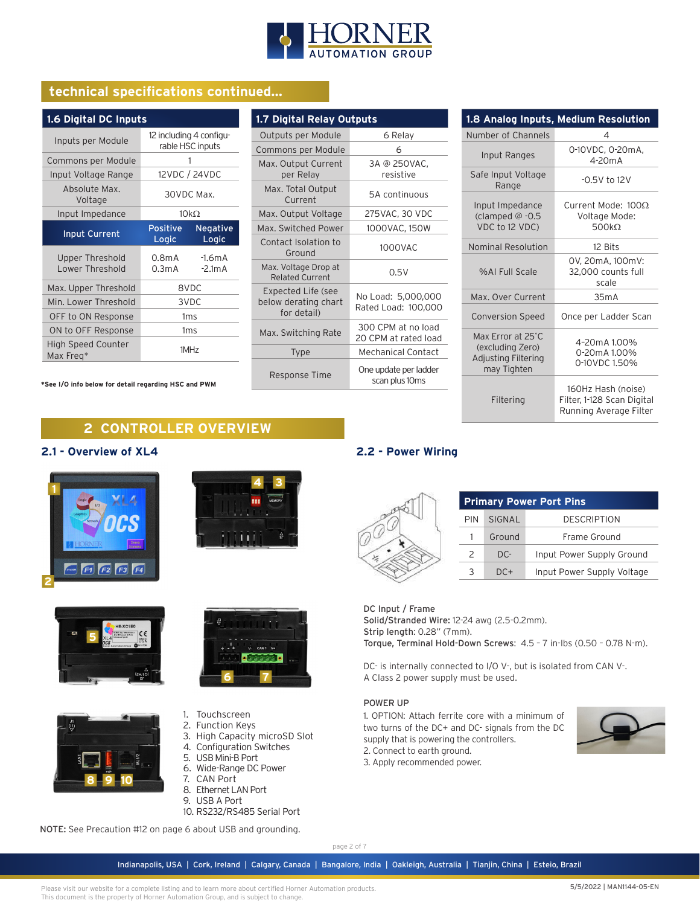## technical specifications continued...

### 1.6 Digital DC Inputs

| | | |
|---|---|---|
| Inputs per Module | 12 including 4 configurable HSC inputs | |
| Commons per Module | 1 | |
| Input Voltage Range | 12VDC / 24VDC | |
| Absolute Max. Voltage | 30VDC Max. | |
| Input Impedance | 10kΩ | |
| **Input Current** | **Positive Logic** | **Negative Logic** |
| Upper Threshold<br>Lower Threshold | 0.8mA<br>0.3mA | -1.6mA<br>-2.1mA |
| Max. Upper Threshold | 8VDC | |
| Min. Lower Threshold | 3VDC | |
| OFF to ON Response | 1ms | |
| ON to OFF Response | 1ms | |
| High Speed Counter Max Freq* | 1MHz | |

*See I/O info below for detail regarding HSC and PWM

### 1.7 Digital Relay Outputs

| | |
|---|---|
| Outputs per Module | 6 Relay |
| Commons per Module | 6 |
| Max. Output Current per Relay | 3A @ 250VAC, resistive |
| Max. Total Output Current | 5A continuous |
| Max. Output Voltage | 275VAC, 30 VDC |
| Max. Switched Power | 1000VAC, 150W |
| Contact Isolation to Ground | 1000VAC |
| Max. Voltage Drop at Related Current | 0.5V |
| Expected Life (see below derating chart for detail) | No Load: 5,000,000<br>Rated Load: 100,000 |
| Max. Switching Rate | 300 CPM at no load<br>20 CPM at rated load |
| Type | Mechanical Contact |
| Response Time | One update per ladder scan plus 10ms |

### 1.8 Analog Inputs, Medium Resolution

| | |
|---|---|
| Number of Channels | 4 |
| Input Ranges | 0-10VDC, 0-20mA, 4-20mA |
| Safe Input Voltage Range | -0.5V to 12V |
| Input Impedance (clamped @ -0.5 VDC to 12 VDC) | Current Mode: 100Ω<br>Voltage Mode: 500kΩ |
| Nominal Resolution | 12 Bits |
| %AI Full Scale | 0V, 20mA, 100mV: 32,000 counts full scale |
| Max. Over Current | 35mA |
| Conversion Speed | Once per Ladder Scan |
| Max Error at 25°C (excluding Zero) Adjusting Filtering may Tighten | 4-20mA 1.00%<br>0-20mA 1.00%<br>0-10VDC 1.50% |
| Filtering | 160Hz Hash (noise) Filter, 1-128 Scan Digital Running Average Filter |

# 2 CONTROLLER OVERVIEW

## 2.1 - Overview of XL4

1. Touchscreen
2. Function Keys
3. High Capacity microSD Slot
4. Configuration Switches
5. USB Mini-B Port
6. Wide-Range DC Power
7. CAN Port
8. Ethernet LAN Port
9. USB A Port
10. RS232/RS485 Serial Port

**NOTE:** See Precaution #12 on page 6 about USB and grounding.

## 2.2 - Power Wiring

**Primary Power Port Pins**

| PIN | SIGNAL | DESCRIPTION |
|---|---|---|
| 1 | Ground | Frame Ground |
| 2 | DC- | Input Power Supply Ground |
| 3 | DC+ | Input Power Supply Voltage |

**DC Input / Frame**
**Solid/Stranded Wire:** 12-24 awg (2.5-0.2mm).
**Strip length:** 0.28" (7mm).
**Torque, Terminal Hold-Down Screws**: 4.5 – 7 in-lbs (0.50 – 0.78 N-m).

DC- is internally connected to I/O V-, but is isolated from CAN V-.
A Class 2 power supply must be used.

POWER UP
1. OPTION: Attach ferrite core with a minimum of two turns of the DC+ and DC- signals from the DC supply that is powering the controllers.
2. Connect to earth ground.
3. Apply recommended power.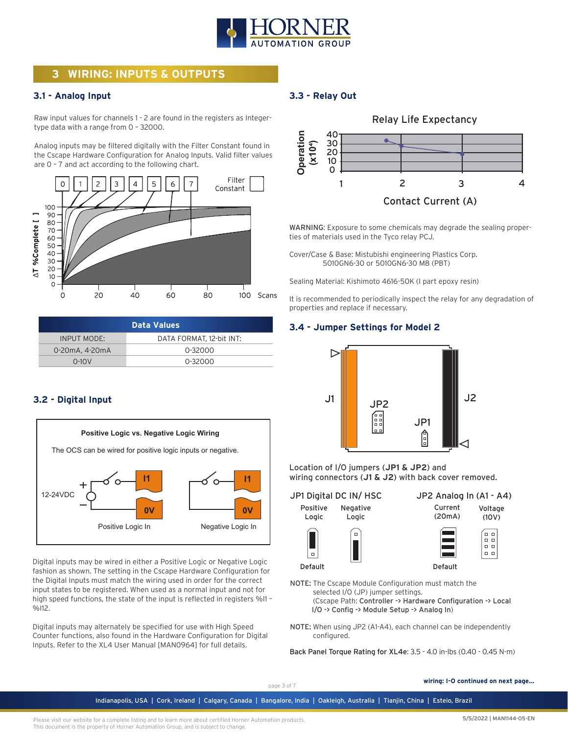# 3 WIRING: INPUTS & OUTPUTS

## 3.1 - Analog Input

Raw input values for channels 1 - 2 are found in the registers as Integer-type data with a range from 0 - 32000.

Analog inputs may be filtered digitally with the Filter Constant found in the Cscape Hardware Configuration for Analog Inputs. Valid filter values are 0 – 7 and act according to the following chart.

| Data Values | |
|---|---|
| INPUT MODE: | DATA FORMAT, 12-bit INT: |
| 0-20mA, 4-20mA | 0-32000 |
| 0-10V | 0-32000 |

## 3.2 - Digital Input

**Positive Logic vs. Negative Logic Wiring**

The OCS can be wired for positive logic inputs or negative.

Positive Logic In | Negative Logic In

Digital inputs may be wired in either a Positive Logic or Negative Logic fashion as shown. The setting in the Cscape Hardware Configuration for the Digital Inputs must match the wiring used in order for the correct input states to be registered. When used as a normal input and not for high speed functions, the state of the input is reflected in registers %I1 - %I12.

Digital inputs may alternately be specified for use with High Speed Counter functions, also found in the Hardware Configuration for Digital Inputs. Refer to the XL4 User Manual [MAN0964] for full details.

## 3.3 - Relay Out

Relay Life Expectancy

WARNING: Exposure to some chemicals may degrade the sealing properties of materials used in the Tyco relay PCJ.

Cover/Case & Base: Mistubishi engineering Plastics Corp. 5010GN6-30 or 5010GN6-30 M8 (PBT)

Sealing Material: Kishimoto 4616-50K (I part epoxy resin)

It is recommended to periodically inspect the relay for any degradation of properties and replace if necessary.

## 3.4 - Jumper Settings for Model 2

Location of I/O jumpers (**JP1 & JP2**) and wiring connectors (**J1 & J2**) with back cover removed.

JP1 Digital DC IN/ HSC: Positive Logic (Default), Negative Logic

JP2 Analog In (A1 - A4): Current (20mA) (Default), Voltage (10V)

NOTE: The Cscape Module Configuration must match the selected I/O (JP) jumper settings.
(Cscape Path: **Controller -> Hardware Configuration -> Local I/O -> Config -> Module Setup -> Analog In**)

NOTE: When using JP2 (A1-A4), each channel can be independently configured.

**Back Panel Torque Rating for XL4e**: 3.5 - 4.0 in-lbs (0.40 - 0.45 N-m)

**wiring: I-O continued on next page...**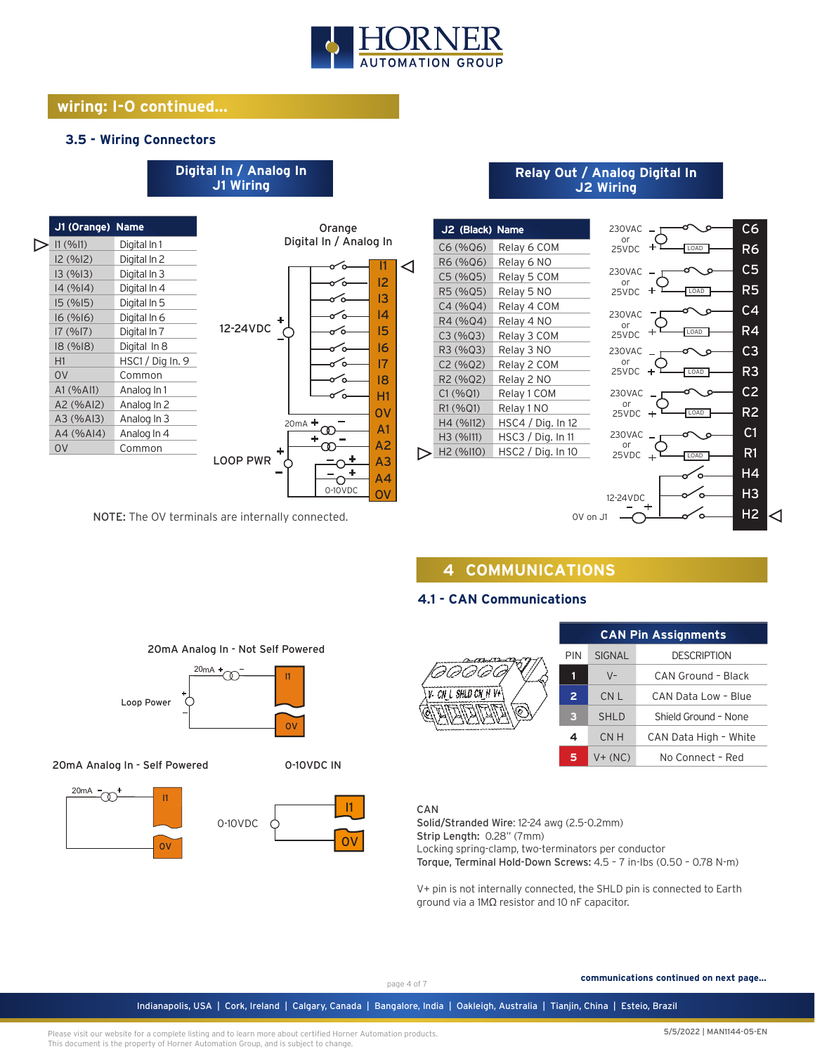## wiring: I-O continued...

### 3.5 - Wiring Connectors

**Digital In / Analog In J1 Wiring**

| J1 (Orange) | Name |
|---|---|
| I1 (%I1) | Digital In 1 |
| I2 (%I2) | Digital In 2 |
| I3 (%I3) | Digital In 3 |
| I4 (%I4) | Digital In 4 |
| I5 (%I5) | Digital In 5 |
| I6 (%I6) | Digital In 6 |
| I7 (%I7) | Digital In 7 |
| I8 (%I8) | Digital In 8 |
| H1 | HSC1 / Dig In. 9 |
| 0V | Common |
| A1 (%AI1) | Analog In 1 |
| A2 (%AI2) | Analog In 2 |
| A3 (%AI3) | Analog In 3 |
| A4 (%AI4) | Analog In 4 |
| 0V | Common |

NOTE: The 0V terminals are internally connected.

**Relay Out / Analog Digital In J2 Wiring**

| J2 (Black) | Name |
|---|---|
| C6 (%Q6) | Relay 6 COM |
| R6 (%Q6) | Relay 6 NO |
| C5 (%Q5) | Relay 5 COM |
| R5 (%Q5) | Relay 5 NO |
| C4 (%Q4) | Relay 4 COM |
| R4 (%Q4) | Relay 4 NO |
| C3 (%Q3) | Relay 3 COM |
| R3 (%Q3) | Relay 3 NO |
| C2 (%Q2) | Relay 2 COM |
| R2 (%Q2) | Relay 2 NO |
| C1 (%Q1) | Relay 1 COM |
| R1 (%Q1) | Relay 1 NO |
| H4 (%I12) | HSC4 / Dig. In 12 |
| H3 (%I11) | HSC3 / Dig. In 11 |
| H2 (%I10) | HSC2 / Dig. In 10 |

20mA Analog In - Not Self Powered

20mA Analog In - Self Powered

0-10VDC IN

## 4 COMMUNICATIONS

### 4.1 - CAN Communications

| PIN | SIGNAL | DESCRIPTION |
|---|---|---|
| 1 | V- | CAN Ground - Black |
| 2 | CN L | CAN Data Low - Blue |
| 3 | SHLD | Shield Ground - None |
| 4 | CN H | CAN Data High - White |
| 5 | V+ (NC) | No Connect - Red |

CAN
**Solid/Stranded Wire:** 12-24 awg (2.5-0.2mm)
**Strip Length:** 0.28" (7mm)
Locking spring-clamp, two-terminators per conductor
**Torque, Terminal Hold-Down Screws:** 4.5 – 7 in-lbs (0.50 – 0.78 N-m)

V+ pin is not internally connected, the SHLD pin is connected to Earth ground via a 1MΩ resistor and 10 nF capacitor.

**communications continued on next page...**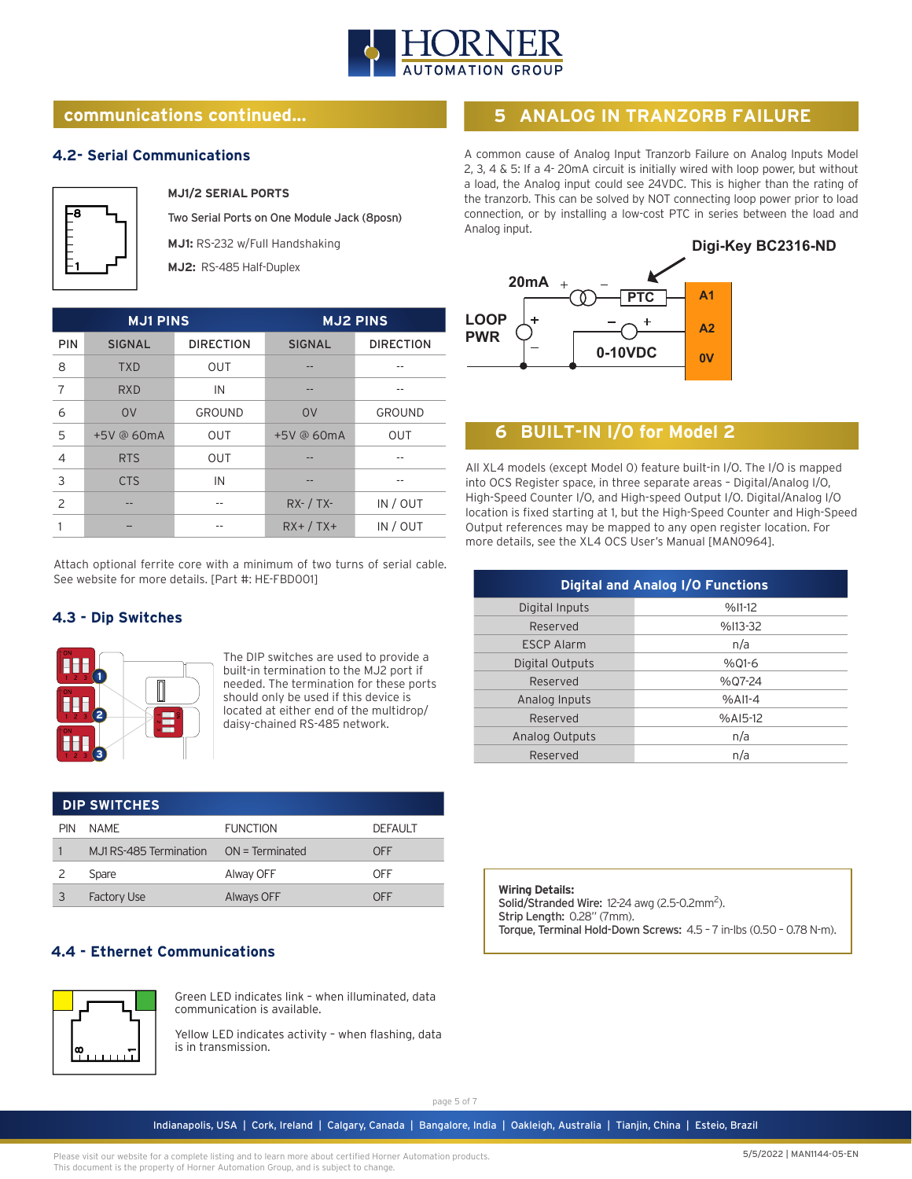## communications continued...

### 4.2- Serial Communications

**MJ1/2 SERIAL PORTS**

Two Serial Ports on One Module Jack (8posn)

**MJ1:** RS-232 w/Full Handshaking

**MJ2:** RS-485 Half-Duplex

| | MJ1 PINS | | MJ2 PINS | |
|---|---|---|---|---|
| PIN | SIGNAL | DIRECTION | SIGNAL | DIRECTION |
| 8 | TXD | OUT | -- | -- |
| 7 | RXD | IN | -- | -- |
| 6 | 0V | GROUND | 0V | GROUND |
| 5 | +5V @ 60mA | OUT | +5V @ 60mA | OUT |
| 4 | RTS | OUT | -- | -- |
| 3 | CTS | IN | -- | -- |
| 2 | -- | -- | RX- / TX- | IN / OUT |
| 1 | -- | -- | RX+ / TX+ | IN / OUT |

Attach optional ferrite core with a minimum of two turns of serial cable. See website for more details. [Part #: HE-FBD001]

### 4.3 - Dip Switches

The DIP switches are used to provide a built-in termination to the MJ2 port if needed. The termination for these ports should only be used if this device is located at either end of the multidrop/ daisy-chained RS-485 network.

| DIP SWITCHES | | | |
|---|---|---|---|
| PIN | NAME | FUNCTION | DEFAULT |
| 1 | MJ1 RS-485 Termination | ON = Terminated | OFF |
| 2 | Spare | Alway OFF | OFF |
| 3 | Factory Use | Always OFF | OFF |

### 4.4 - Ethernet Communications

Green LED indicates link – when illuminated, data communication is available.

Yellow LED indicates activity – when flashing, data is in transmission.

## 5 ANALOG IN TRANZORB FAILURE

A common cause of Analog Input Tranzorb Failure on Analog Inputs Model 2, 3, 4 & 5: If a 4- 20mA circuit is initially wired with loop power, but without a load, the Analog input could see 24VDC. This is higher than the rating of the tranzorb. This can be solved by NOT connecting loop power prior to load connection, or by installing a low-cost PTC in series between the load and Analog input.

Digi-Key BC2316-ND

20mA + − PTC A1

LOOP PWR + − − + A2

0-10VDC 0V

## 6 BUILT-IN I/O for Model 2

All XL4 models (except Model 0) feature built-in I/O. The I/O is mapped into OCS Register space, in three separate areas – Digital/Analog I/O, High-Speed Counter I/O, and High-speed Output I/O. Digital/Analog I/O location is fixed starting at 1, but the High-Speed Counter and High-Speed Output references may be mapped to any open register location. For more details, see the XL4 OCS User's Manual [MAN0964].

| Digital and Analog I/O Functions | |
|---|---|
| Digital Inputs | %I1-12 |
| Reserved | %I13-32 |
| ESCP Alarm | n/a |
| Digital Outputs | %Q1-6 |
| Reserved | %Q7-24 |
| Analog Inputs | %AI1-4 |
| Reserved | %AI5-12 |
| Analog Outputs | n/a |
| Reserved | n/a |

**Wiring Details:**
**Solid/Stranded Wire:** 12-24 awg (2.5-0.2mm$^2$).
**Strip Length:** 0.28" (7mm).
**Torque, Terminal Hold-Down Screws:** 4.5 – 7 in-lbs (0.50 – 0.78 N-m).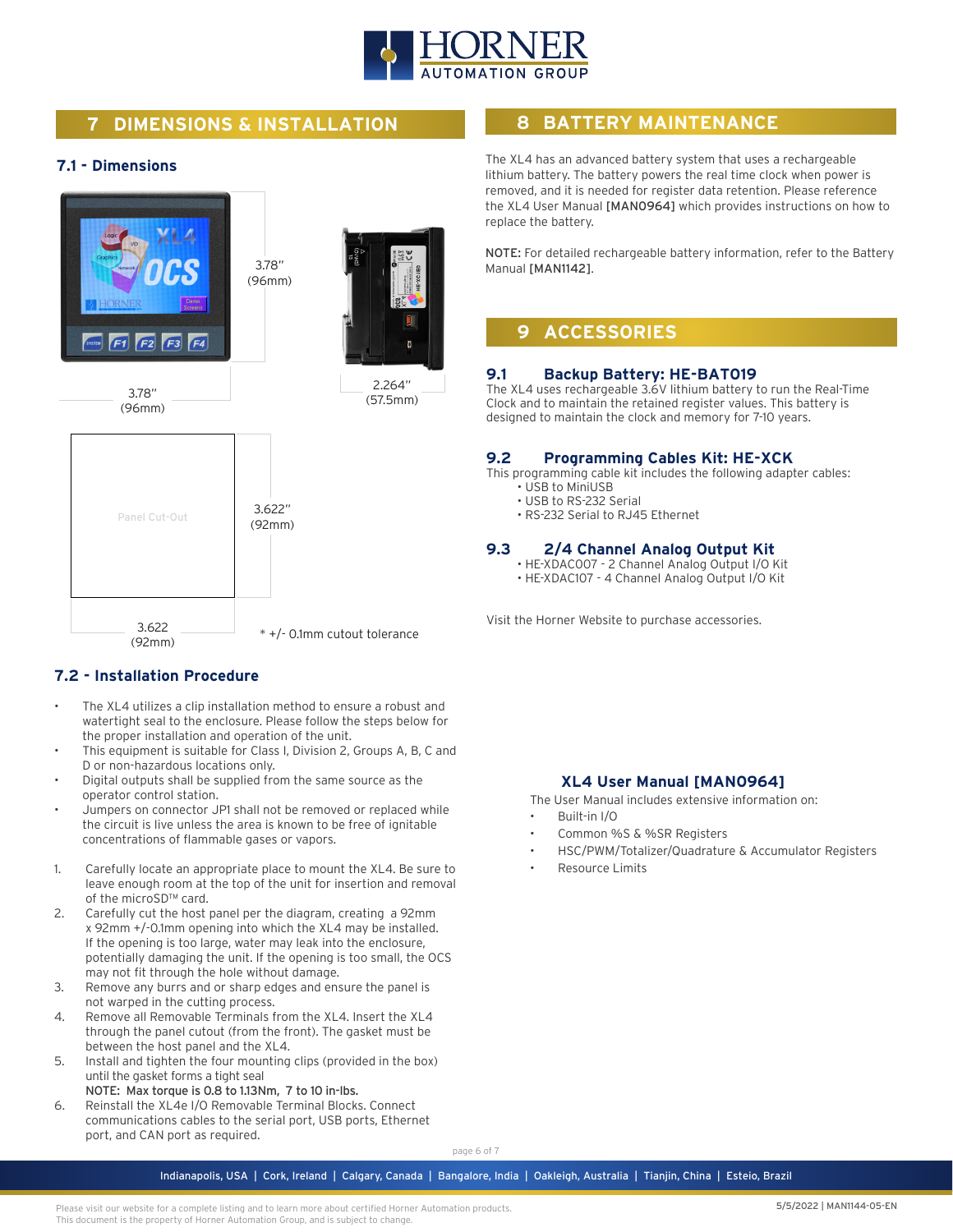## 7 DIMENSIONS & INSTALLATION

### 7.1 - Dimensions

3.78" (96mm)

3.78" (96mm)

2.264" (57.5mm)

Panel Cut-Out

3.622" (92mm)

3.622 (92mm)

* +/- 0.1mm cutout tolerance

### 7.2 - Installation Procedure

- The XL4 utilizes a clip installation method to ensure a robust and watertight seal to the enclosure. Please follow the steps below for the proper installation and operation of the unit.
- This equipment is suitable for Class I, Division 2, Groups A, B, C and D or non-hazardous locations only.
- Digital outputs shall be supplied from the same source as the operator control station.
- Jumpers on connector JP1 shall not be removed or replaced while the circuit is live unless the area is known to be free of ignitable concentrations of flammable gases or vapors.

1. Carefully locate an appropriate place to mount the XL4. Be sure to leave enough room at the top of the unit for insertion and removal of the microSD™ card.
2. Carefully cut the host panel per the diagram, creating a 92mm x 92mm +/-0.1mm opening into which the XL4 may be installed. If the opening is too large, water may leak into the enclosure, potentially damaging the unit. If the opening is too small, the OCS may not fit through the hole without damage.
3. Remove any burrs and or sharp edges and ensure the panel is not warped in the cutting process.
4. Remove all Removable Terminals from the XL4. Insert the XL4 through the panel cutout (from the front). The gasket must be between the host panel and the XL4.
5. Install and tighten the four mounting clips (provided in the box) until the gasket forms a tight seal
   **NOTE: Max torque is 0.8 to 1.13Nm, 7 to 10 in-lbs.**
6. Reinstall the XL4e I/O Removable Terminal Blocks. Connect communications cables to the serial port, USB ports, Ethernet port, and CAN port as required.

## 8 BATTERY MAINTENANCE

The XL4 has an advanced battery system that uses a rechargeable lithium battery. The battery powers the real time clock when power is removed, and it is needed for register data retention. Please reference the XL4 User Manual **[MAN0964]** which provides instructions on how to replace the battery.

NOTE: For detailed rechargeable battery information, refer to the Battery Manual **[MAN1142]**.

## 9 ACCESSORIES

### 9.1 Backup Battery: HE-BAT019

The XL4 uses rechargeable 3.6V lithium battery to run the Real-Time Clock and to maintain the retained register values. This battery is designed to maintain the clock and memory for 7-10 years.

### 9.2 Programming Cables Kit: HE-XCK

This programming cable kit includes the following adapter cables:

- USB to MiniUSB
- USB to RS-232 Serial
- RS-232 Serial to RJ45 Ethernet

### 9.3 2/4 Channel Analog Output Kit

- HE-XDAC007 - 2 Channel Analog Output I/O Kit
- HE-XDAC107 - 4 Channel Analog Output I/O Kit

Visit the Horner Website to purchase accessories.

### XL4 User Manual [MAN0964]

The User Manual includes extensive information on:

- Built-in I/O
- Common %S & %SR Registers
- HSC/PWM/Totalizer/Quadrature & Accumulator Registers
- Resource Limits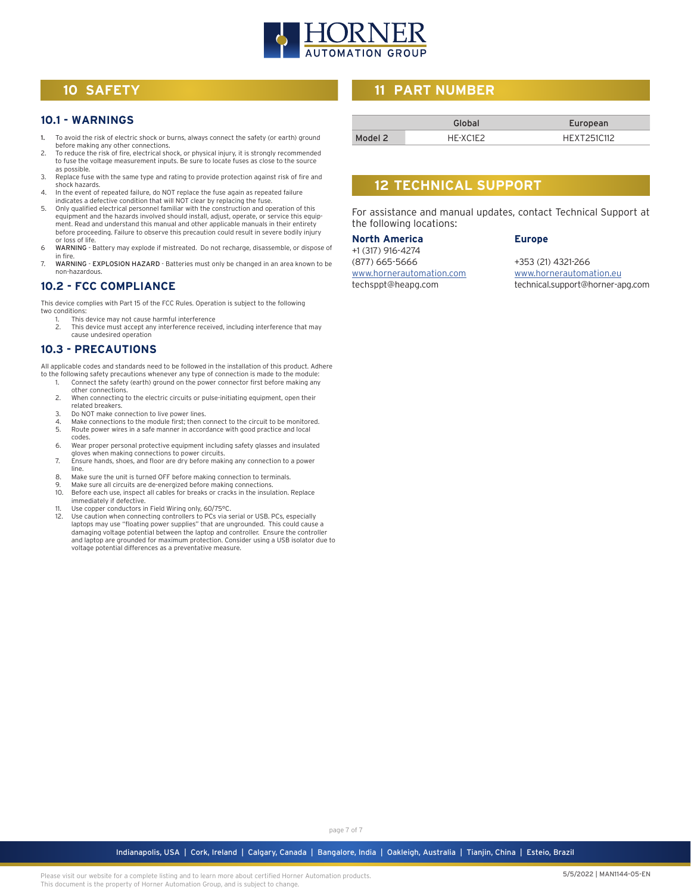# 10 SAFETY

## 10.1 - WARNINGS

1. To avoid the risk of electric shock or burns, always connect the safety (or earth) ground before making any other connections.
2. To reduce the risk of fire, electrical shock, or physical injury, it is strongly recommended to fuse the voltage measurement inputs. Be sure to locate fuses as close to the source as possible.
3. Replace fuse with the same type and rating to provide protection against risk of fire and shock hazards.
4. In the event of repeated failure, do NOT replace the fuse again as repeated failure indicates a defective condition that will NOT clear by replacing the fuse.
5. Only qualified electrical personnel familiar with the construction and operation of this equipment and the hazards involved should install, adjust, operate, or service this equipment. Read and understand this manual and other applicable manuals in their entirety before proceeding. Failure to observe this precaution could result in severe bodily injury or loss of life.
6. WARNING - Battery may explode if mistreated. Do not recharge, disassemble, or dispose of in fire.
7. WARNING - EXPLOSION HAZARD - Batteries must only be changed in an area known to be non-hazardous.

## 10.2 - FCC COMPLIANCE

This device complies with Part 15 of the FCC Rules. Operation is subject to the following two conditions:

1. This device may not cause harmful interference
2. This device must accept any interference received, including interference that may cause undesired operation

## 10.3 - PRECAUTIONS

All applicable codes and standards need to be followed in the installation of this product. Adhere to the following safety precautions whenever any type of connection is made to the module:

1. Connect the safety (earth) ground on the power connector first before making any other connections.
2. When connecting to the electric circuits or pulse-initiating equipment, open their related breakers.
3. Do NOT make connection to live power lines.
4. Make connections to the module first; then connect to the circuit to be monitored.
5. Route power wires in a safe manner in accordance with good practice and local codes.
6. Wear proper personal protective equipment including safety glasses and insulated gloves when making connections to power circuits.
7. Ensure hands, shoes, and floor are dry before making any connection to a power line.
8. Make sure the unit is turned OFF before making connection to terminals.
9. Make sure all circuits are de-energized before making connections.
10. Before each use, inspect all cables for breaks or cracks in the insulation. Replace immediately if defective.
11. Use copper conductors in Field Wiring only, 60/75°C.
12. Use caution when connecting controllers to PCs via serial or USB. PCs, especially laptops may use "floating power supplies" that are ungrounded. This could cause a damaging voltage potential between the laptop and controller. Ensure the controller and laptop are grounded for maximum protection. Consider using a USB isolator due to voltage potential differences as a preventative measure.

# 11 PART NUMBER

| | Global | European |
|---|---|---|
| Model 2 | HE-XC1E2 | HEXT251C112 |

# 12 TECHNICAL SUPPORT

For assistance and manual updates, contact Technical Support at the following locations:

**North America**
+1 (317) 916-4274
(877) 665-5666
www.hornerautomation.com
techsppt@heapg.com

**Europe**
+353 (21) 4321-266
www.hornerautomation.eu
technical.support@horner-apg.com

Indianapolis, USA | Cork, Ireland | Calgary, Canada | Bangalore, India | Oakleigh, Australia | Tianjin, China | Esteio, Brazil

Please visit our website for a complete listing and to learn more about certified Horner Automation products.
This document is the property of Horner Automation Group, and is subject to change.

5/5/2022 | MAN1144-05-EN